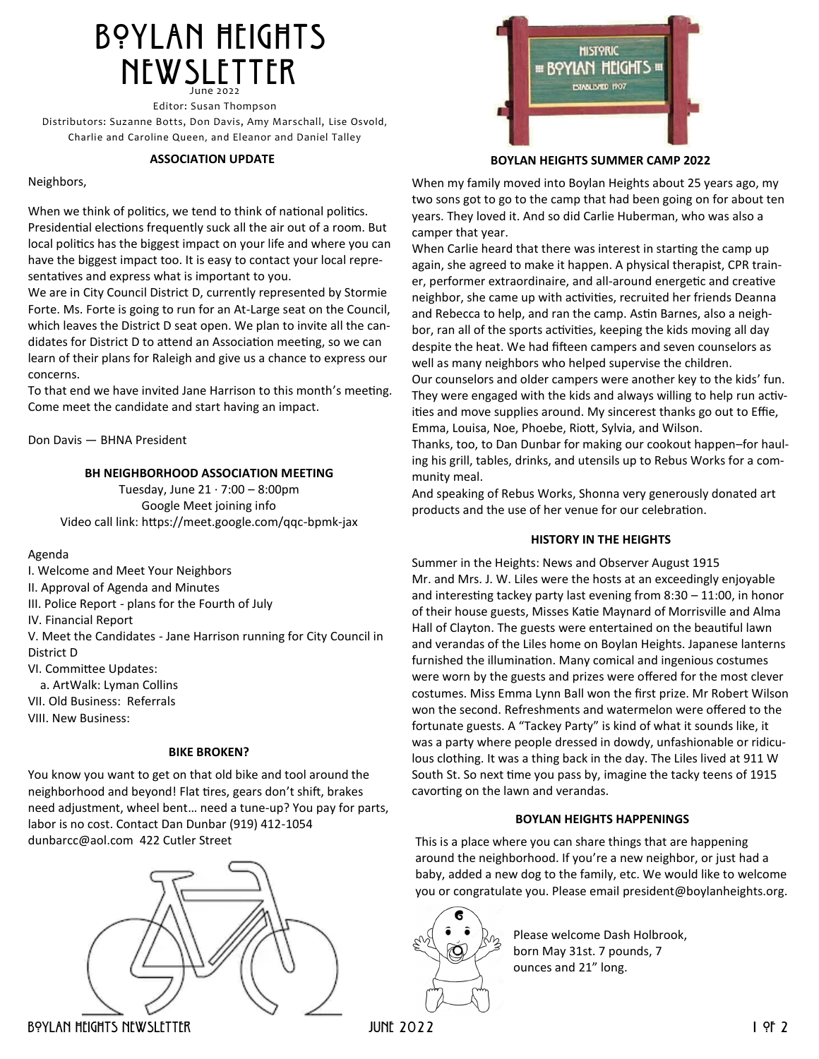# BOYLAN HEIGHTS NEWSLETTER

June 2022

Editor: Susan Thompson

Distributors: Suzanne Botts, Don Davis, Amy Marschall, Lise Osvold, Charlie and Caroline Queen, and Eleanor and Daniel Talley

## ASSOCIATION UPDATE

Neighbors,

When we think of politics, we tend to think of national politics. Presidential elections frequently suck all the air out of a room. But local politics has the biggest impact on your life and where you can have the biggest impact too. It is easy to contact your local representatives and express what is important to you.

We are in City Council District D, currently represented by Stormie Forte. Ms. Forte is going to run for an At-Large seat on the Council, which leaves the District D seat open. We plan to invite all the candidates for District D to attend an Association meeting, so we can learn of their plans for Raleigh and give us a chance to express our concerns.

To that end we have invited Jane Harrison to this month's meeting. Come meet the candidate and start having an impact.

Don Davis — BHNA President

## BH NEIGHBORHOOD ASSOCIATION MEETING

Tuesday, June 21 · 7:00 – 8:00pm

Google Meet joining info

Video call link: https://meet.google.com/qqc-bpmk-jax

Agenda

I. Welcome and Meet Your Neighbors

II. Approval of Agenda and Minutes

III. Police Report - plans for the Fourth of July

IV. Financial Report

V. Meet the Candidates - Jane Harrison running for City Council in District D

VI. Committee Updates:

  a. ArtWalk: Lyman Collins

VII. Old Business: Referrals

VIII. New Business:

## BIKE BROKEN?

You know you want to get on that old bike and tool around the neighborhood and beyond! Flat tires, gears don't shift, brakes need adjustment, wheel bent… need a tune-up? You pay for parts, labor is no cost. Contact Dan Dunbar (919) 412-1054 dunbarcc@aol.com 422 Cutler Street

## BOYLAN HEIGHTS SUMMER CAMP 2022

When my family moved into Boylan Heights about 25 years ago, my two sons got to go to the camp that had been going on for about ten years. They loved it. And so did Carlie Huberman, who was also a camper that year.

When Carlie heard that there was interest in starting the camp up again, she agreed to make it happen. A physical therapist, CPR trainer, performer extraordinaire, and all-around energetic and creative neighbor, she came up with activities, recruited her friends Deanna and Rebecca to help, and ran the camp. Astin Barnes, also a neighbor, ran all of the sports activities, keeping the kids moving all day despite the heat. We had fifteen campers and seven counselors as well as many neighbors who helped supervise the children.

Our counselors and older campers were another key to the kids' fun. They were engaged with the kids and always willing to help run activities and move supplies around. My sincerest thanks go out to Effie, Emma, Louisa, Noe, Phoebe, Riott, Sylvia, and Wilson.

Thanks, too, to Dan Dunbar for making our cookout happen–for hauling his grill, tables, drinks, and utensils up to Rebus Works for a community meal.

And speaking of Rebus Works, Shonna very generously donated art products and the use of her venue for our celebration.

## HISTORY IN THE HEIGHTS

Summer in the Heights: News and Observer August 1915

Mr. and Mrs. J. W. Liles were the hosts at an exceedingly enjoyable and interesting tackey party last evening from 8:30 – 11:00, in honor of their house guests, Misses Katie Maynard of Morrisville and Alma Hall of Clayton. The guests were entertained on the beautiful lawn and verandas of the Liles home on Boylan Heights. Japanese lanterns furnished the illumination. Many comical and ingenious costumes were worn by the guests and prizes were offered for the most clever costumes. Miss Emma Lynn Ball won the first prize. Mr Robert Wilson won the second. Refreshments and watermelon were offered to the fortunate guests. A "Tackey Party" is kind of what it sounds like, it was a party where people dressed in dowdy, unfashionable or ridiculous clothing. It was a thing back in the day. The Liles lived at 911 W South St. So next time you pass by, imagine the tacky teens of 1915 cavorting on the lawn and verandas.

## BOYLAN HEIGHTS HAPPENINGS

This is a place where you can share things that are happening around the neighborhood. If you're a new neighbor, or just had a baby, added a new dog to the family, etc. We would like to welcome you or congratulate you. Please email president@boylanheights.org.

Please welcome Dash Holbrook, born May 31st. 7 pounds, 7 ounces and 21" long.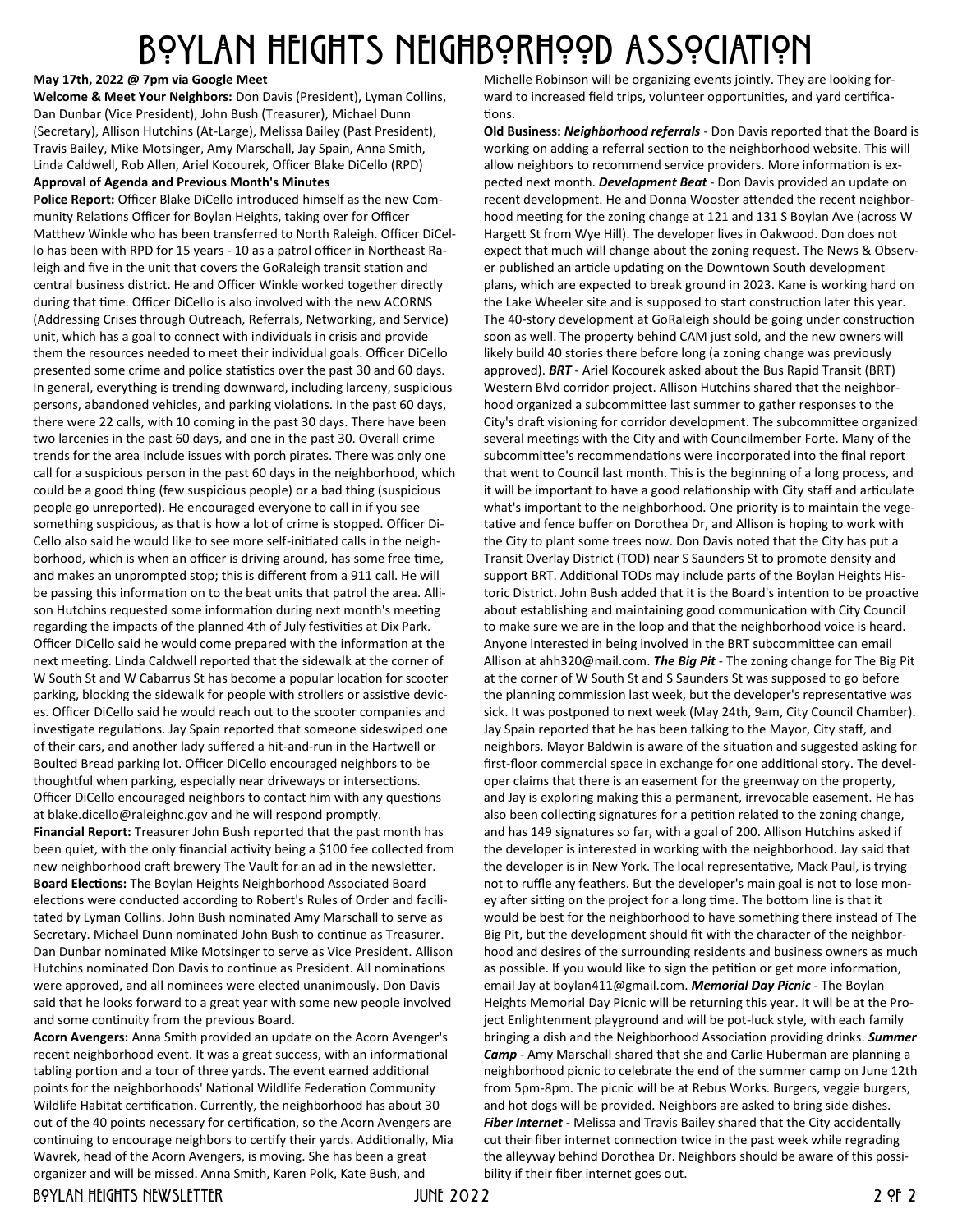# Boylan Heights Neighborhood Association

**May 17th, 2022 @ 7pm via Google Meet**

**Welcome & Meet Your Neighbors:** Don Davis (President), Lyman Collins, Dan Dunbar (Vice President), John Bush (Treasurer), Michael Dunn (Secretary), Allison Hutchins (At-Large), Melissa Bailey (Past President), Travis Bailey, Mike Motsinger, Amy Marschall, Jay Spain, Anna Smith, Linda Caldwell, Rob Allen, Ariel Kocourek, Officer Blake DiCello (RPD)

**Approval of Agenda and Previous Month's Minutes**

**Police Report:** Officer Blake DiCello introduced himself as the new Community Relations Officer for Boylan Heights, taking over for Officer Matthew Winkle who has been transferred to North Raleigh. Officer DiCello has been with RPD for 15 years - 10 as a patrol officer in Northeast Raleigh and five in the unit that covers the GoRaleigh transit station and central business district. He and Officer Winkle worked together directly during that time. Officer DiCello is also involved with the new ACORNS (Addressing Crises through Outreach, Referrals, Networking, and Service) unit, which has a goal to connect with individuals in crisis and provide them the resources needed to meet their individual goals. Officer DiCello presented some crime and police statistics over the past 30 and 60 days. In general, everything is trending downward, including larceny, suspicious persons, abandoned vehicles, and parking violations. In the past 60 days, there were 22 calls, with 10 coming in the past 30 days. There have been two larcenies in the past 60 days, and one in the past 30. Overall crime trends for the area include issues with porch pirates. There was only one call for a suspicious person in the past 60 days in the neighborhood, which could be a good thing (few suspicious people) or a bad thing (suspicious people go unreported). He encouraged everyone to call in if you see something suspicious, as that is how a lot of crime is stopped. Officer DiCello also said he would like to see more self-initiated calls in the neighborhood, which is when an officer is driving around, has some free time, and makes an unprompted stop; this is different from a 911 call. He will be passing this information on to the beat units that patrol the area. Allison Hutchins requested some information during next month's meeting regarding the impacts of the planned 4th of July festivities at Dix Park. Officer DiCello said he would come prepared with the information at the next meeting. Linda Caldwell reported that the sidewalk at the corner of W South St and W Cabarrus St has become a popular location for scooter parking, blocking the sidewalk for people with strollers or assistive devices. Officer DiCello said he would reach out to the scooter companies and investigate regulations. Jay Spain reported that someone sideswiped one of their cars, and another lady suffered a hit-and-run in the Hartwell or Boulted Bread parking lot. Officer DiCello encouraged neighbors to be thoughtful when parking, especially near driveways or intersections. Officer DiCello encouraged neighbors to contact him with any questions at blake.dicello@raleighnc.gov and he will respond promptly.

**Financial Report:** Treasurer John Bush reported that the past month has been quiet, with the only financial activity being a $100 fee collected from new neighborhood craft brewery The Vault for an ad in the newsletter.

**Board Elections:** The Boylan Heights Neighborhood Associated Board elections were conducted according to Robert's Rules of Order and facilitated by Lyman Collins. John Bush nominated Amy Marschall to serve as Secretary. Michael Dunn nominated John Bush to continue as Treasurer. Dan Dunbar nominated Mike Motsinger to serve as Vice President. Allison Hutchins nominated Don Davis to continue as President. All nominations were approved, and all nominees were elected unanimously. Don Davis said that he looks forward to a great year with some new people involved and some continuity from the previous Board.

**Acorn Avengers:** Anna Smith provided an update on the Acorn Avenger's recent neighborhood event. It was a great success, with an informational tabling portion and a tour of three yards. The event earned additional points for the neighborhoods' National Wildlife Federation Community Wildlife Habitat certification. Currently, the neighborhood has about 30 out of the 40 points necessary for certification, so the Acorn Avengers are continuing to encourage neighbors to certify their yards. Additionally, Mia Wavrek, head of the Acorn Avengers, is moving. She has been a great organizer and will be missed. Anna Smith, Karen Polk, Kate Bush, and Michelle Robinson will be organizing events jointly. They are looking forward to increased field trips, volunteer opportunities, and yard certifications.

**Old Business:** ***Neighborhood referrals*** - Don Davis reported that the Board is working on adding a referral section to the neighborhood website. This will allow neighbors to recommend service providers. More information is expected next month. ***Development Beat*** - Don Davis provided an update on recent development. He and Donna Wooster attended the recent neighborhood meeting for the zoning change at 121 and 131 S Boylan Ave (across W Hargett St from Wye Hill). The developer lives in Oakwood. Don does not expect that much will change about the zoning request. The News & Observer published an article updating on the Downtown South development plans, which are expected to break ground in 2023. Kane is working hard on the Lake Wheeler site and is supposed to start construction later this year. The 40-story development at GoRaleigh should be going under construction soon as well. The property behind CAM just sold, and the new owners will likely build 40 stories there before long (a zoning change was previously approved). ***BRT*** - Ariel Kocourek asked about the Bus Rapid Transit (BRT) Western Blvd corridor project. Allison Hutchins shared that the neighborhood organized a subcommittee last summer to gather responses to the City's draft visioning for corridor development. The subcommittee organized several meetings with the City and with Councilmember Forte. Many of the subcommittee's recommendations were incorporated into the final report that went to Council last month. This is the beginning of a long process, and it will be important to have a good relationship with City staff and articulate what's important to the neighborhood. One priority is to maintain the vegetative and fence buffer on Dorothea Dr, and Allison is hoping to work with the City to plant some trees now. Don Davis noted that the City has put a Transit Overlay District (TOD) near S Saunders St to promote density and support BRT. Additional TODs may include parts of the Boylan Heights Historic District. John Bush added that it is the Board's intention to be proactive about establishing and maintaining good communication with City Council to make sure we are in the loop and that the neighborhood voice is heard. Anyone interested in being involved in the BRT subcommittee can email Allison at ahh320@mail.com. ***The Big Pit*** - The zoning change for The Big Pit at the corner of W South St and S Saunders St was supposed to go before the planning commission last week, but the developer's representative was sick. It was postponed to next week (May 24th, 9am, City Council Chamber). Jay Spain reported that he has been talking to the Mayor, City staff, and neighbors. Mayor Baldwin is aware of the situation and suggested asking for first-floor commercial space in exchange for one additional story. The developer claims that there is an easement for the greenway on the property, and Jay is exploring making this a permanent, irrevocable easement. He has also been collecting signatures for a petition related to the zoning change, and has 149 signatures so far, with a goal of 200. Allison Hutchins asked if the developer is interested in working with the neighborhood. Jay said that the developer is in New York. The local representative, Mack Paul, is trying not to ruffle any feathers. But the developer's main goal is not to lose money after sitting on the project for a long time. The bottom line is that it would be best for the neighborhood to have something there instead of The Big Pit, but the development should fit with the character of the neighborhood and desires of the surrounding residents and business owners as much as possible. If you would like to sign the petition or get more information, email Jay at boylan411@gmail.com. ***Memorial Day Picnic*** - The Boylan Heights Memorial Day Picnic will be returning this year. It will be at the Project Enlightenment playground and will be pot-luck style, with each family bringing a dish and the Neighborhood Association providing drinks. ***Summer Camp*** - Amy Marschall shared that she and Carlie Huberman are planning a neighborhood picnic to celebrate the end of the summer camp on June 12th from 5pm-8pm. The picnic will be at Rebus Works. Burgers, veggie burgers, and hot dogs will be provided. Neighbors are asked to bring side dishes. ***Fiber Internet*** - Melissa and Travis Bailey shared that the City accidentally cut their fiber internet connection twice in the past week while regrading the alleyway behind Dorothea Dr. Neighbors should be aware of this possibility if their fiber internet goes out.